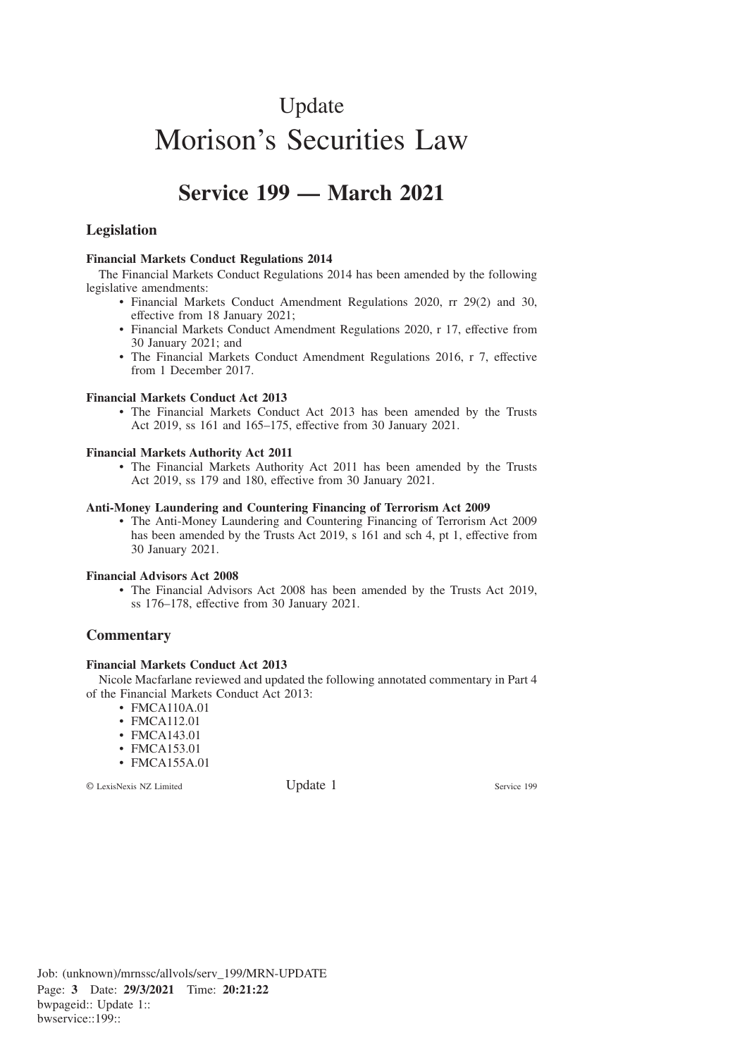# Update
# Morison's Securities Law

## Service 199 — March 2021

### Legislation

**Financial Markets Conduct Regulations 2014**

The Financial Markets Conduct Regulations 2014 has been amended by the following legislative amendments:

- Financial Markets Conduct Amendment Regulations 2020, rr 29(2) and 30, effective from 18 January 2021;
- Financial Markets Conduct Amendment Regulations 2020, r 17, effective from 30 January 2021; and
- The Financial Markets Conduct Amendment Regulations 2016, r 7, effective from 1 December 2017.

**Financial Markets Conduct Act 2013**

- The Financial Markets Conduct Act 2013 has been amended by the Trusts Act 2019, ss 161 and 165–175, effective from 30 January 2021.

**Financial Markets Authority Act 2011**

- The Financial Markets Authority Act 2011 has been amended by the Trusts Act 2019, ss 179 and 180, effective from 30 January 2021.

**Anti-Money Laundering and Countering Financing of Terrorism Act 2009**

- The Anti-Money Laundering and Countering Financing of Terrorism Act 2009 has been amended by the Trusts Act 2019, s 161 and sch 4, pt 1, effective from 30 January 2021.

**Financial Advisors Act 2008**

- The Financial Advisors Act 2008 has been amended by the Trusts Act 2019, ss 176–178, effective from 30 January 2021.

### Commentary

**Financial Markets Conduct Act 2013**

Nicole Macfarlane reviewed and updated the following annotated commentary in Part 4 of the Financial Markets Conduct Act 2013:

- FMCA110A.01
- FMCA112.01
- FMCA143.01
- FMCA153.01
- FMCA155A.01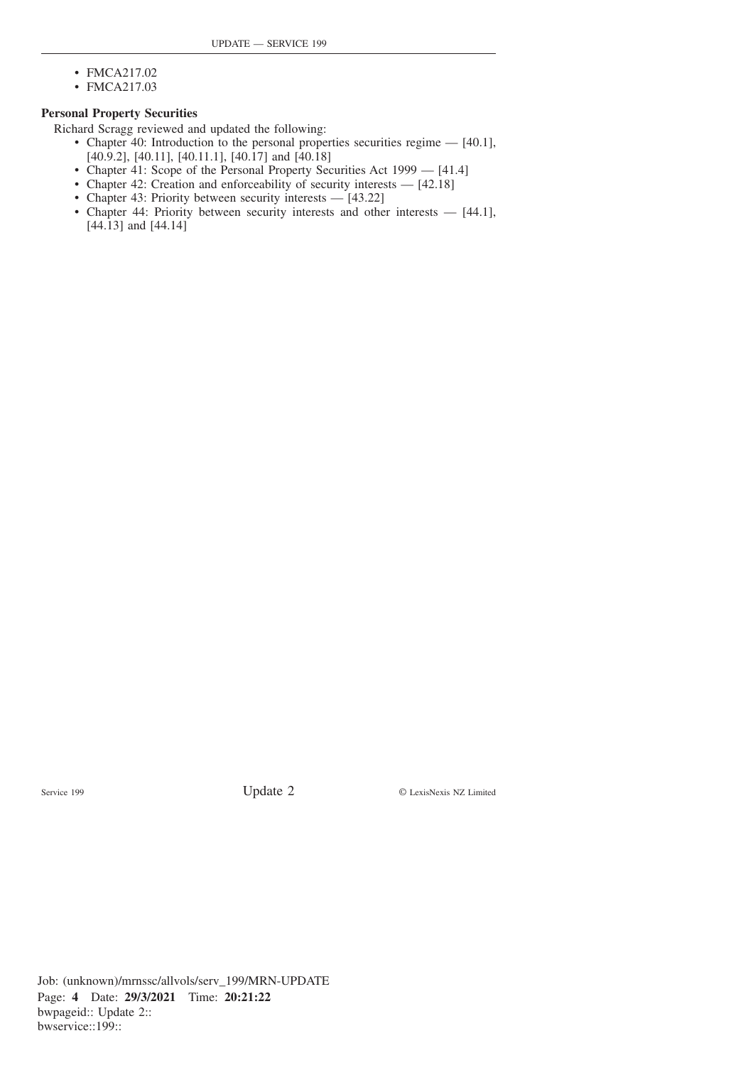- FMCA217.02
- FMCA217.03

**Personal Property Securities**

Richard Scragg reviewed and updated the following:

- Chapter 40: Introduction to the personal properties securities regime — [40.1], [40.9.2], [40.11], [40.11.1], [40.17] and [40.18]
- Chapter 41: Scope of the Personal Property Securities Act 1999 — [41.4]
- Chapter 42: Creation and enforceability of security interests — [42.18]
- Chapter 43: Priority between security interests — [43.22]
- Chapter 44: Priority between security interests and other interests — [44.1], [44.13] and [44.14]